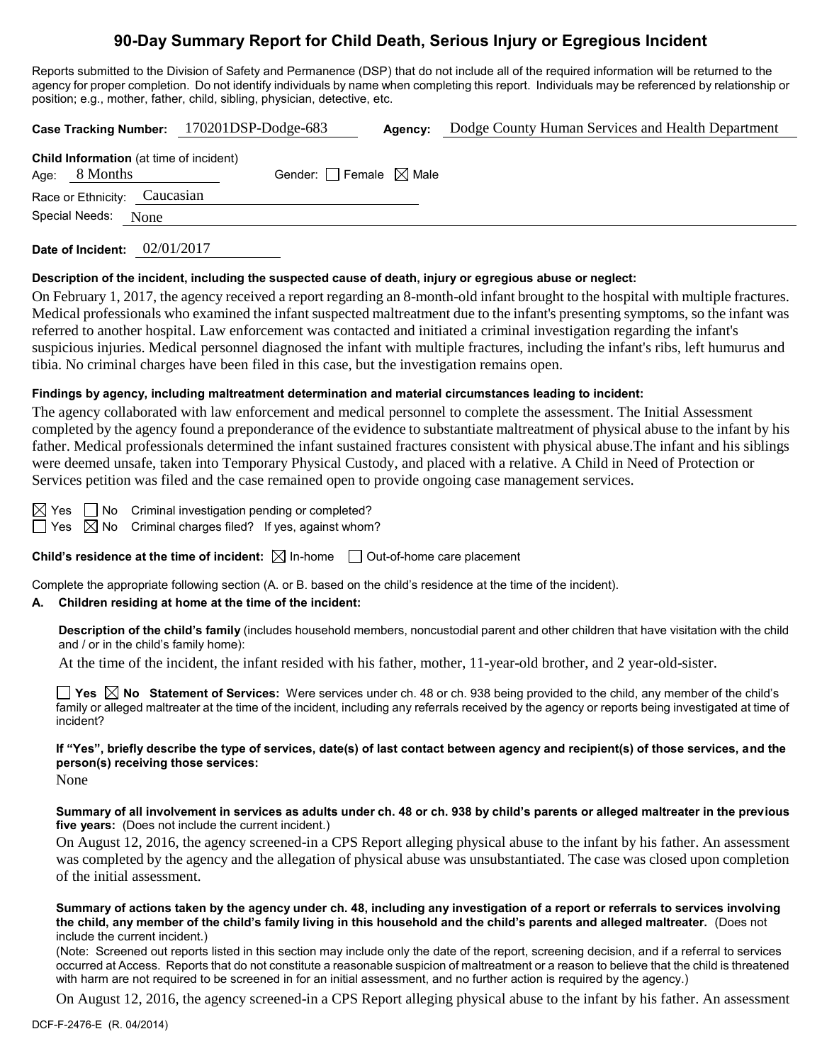# 90-Day Summary Report for Child Death, Serious Injury or Egregious Incident

Reports submitted to the Division of Safety and Permanence (DSP) that do not include all of the required information will be returned to the agency for proper completion. Do not identify individuals by name when completing this report. Individuals may be referenced by relationship or position; e.g., mother, father, child, sibling, physician, detective, etc.

**Case Tracking Number:** 170201DSP-Dodge-683 **Agency:** Dodge County Human Services and Health Department

**Child Information** (at time of incident)

Age: 8 Months Gender: ☐ Female ☒ Male

Race or Ethnicity: Caucasian

Special Needs: None

**Date of Incident:** 02/01/2017

**Description of the incident, including the suspected cause of death, injury or egregious abuse or neglect:**

On February 1, 2017, the agency received a report regarding an 8-month-old infant brought to the hospital with multiple fractures. Medical professionals who examined the infant suspected maltreatment due to the infant's presenting symptoms, so the infant was referred to another hospital. Law enforcement was contacted and initiated a criminal investigation regarding the infant's suspicious injuries. Medical personnel diagnosed the infant with multiple fractures, including the infant's ribs, left humurus and tibia. No criminal charges have been filed in this case, but the investigation remains open.

**Findings by agency, including maltreatment determination and material circumstances leading to incident:**

The agency collaborated with law enforcement and medical personnel to complete the assessment. The Initial Assessment completed by the agency found a preponderance of the evidence to substantiate maltreatment of physical abuse to the infant by his father. Medical professionals determined the infant sustained fractures consistent with physical abuse.The infant and his siblings were deemed unsafe, taken into Temporary Physical Custody, and placed with a relative. A Child in Need of Protection or Services petition was filed and the case remained open to provide ongoing case management services.

☒ Yes ☐ No Criminal investigation pending or completed?

☐ Yes ☒ No Criminal charges filed? If yes, against whom?

**Child's residence at the time of incident:** ☒ In-home ☐ Out-of-home care placement

Complete the appropriate following section (A. or B. based on the child's residence at the time of the incident).

**A. Children residing at home at the time of the incident:**

**Description of the child's family** (includes household members, noncustodial parent and other children that have visitation with the child and / or in the child's family home):

At the time of the incident, the infant resided with his father, mother, 11-year-old brother, and 2 year-old-sister.

☐ **Yes** ☒ **No Statement of Services:** Were services under ch. 48 or ch. 938 being provided to the child, any member of the child's family or alleged maltreater at the time of the incident, including any referrals received by the agency or reports being investigated at time of incident?

**If "Yes", briefly describe the type of services, date(s) of last contact between agency and recipient(s) of those services, and the person(s) receiving those services:**

None

**Summary of all involvement in services as adults under ch. 48 or ch. 938 by child's parents or alleged maltreater in the previous five years:** (Does not include the current incident.)

On August 12, 2016, the agency screened-in a CPS Report alleging physical abuse to the infant by his father. An assessment was completed by the agency and the allegation of physical abuse was unsubstantiated. The case was closed upon completion of the initial assessment.

**Summary of actions taken by the agency under ch. 48, including any investigation of a report or referrals to services involving the child, any member of the child's family living in this household and the child's parents and alleged maltreater.** (Does not include the current incident.)

(Note: Screened out reports listed in this section may include only the date of the report, screening decision, and if a referral to services occurred at Access. Reports that do not constitute a reasonable suspicion of maltreatment or a reason to believe that the child is threatened with harm are not required to be screened in for an initial assessment, and no further action is required by the agency.)

On August 12, 2016, the agency screened-in a CPS Report alleging physical abuse to the infant by his father. An assessment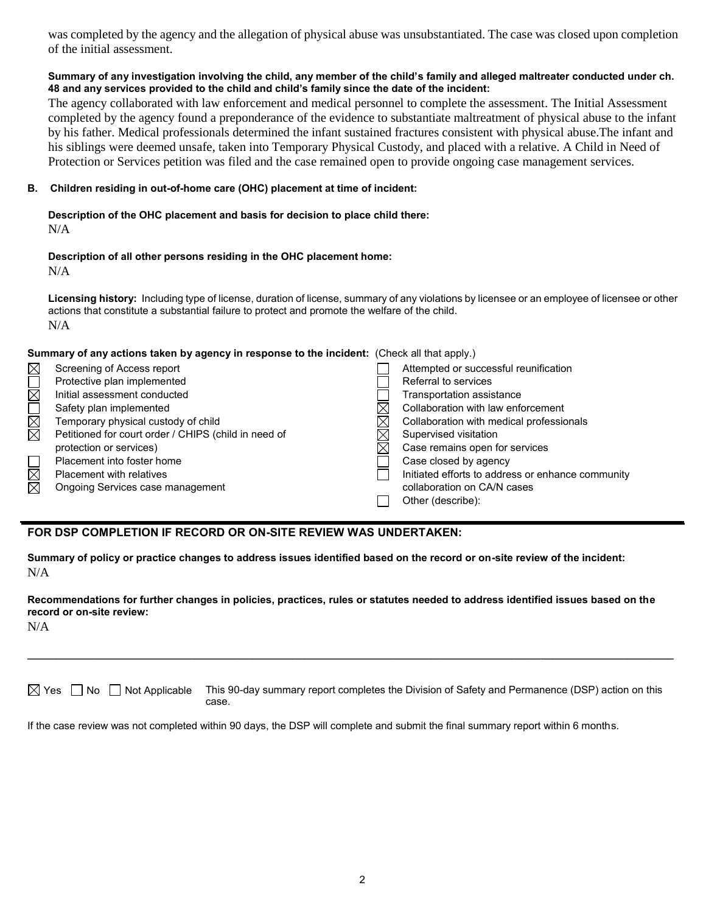was completed by the agency and the allegation of physical abuse was unsubstantiated. The case was closed upon completion of the initial assessment.

**Summary of any investigation involving the child, any member of the child's family and alleged maltreater conducted under ch. 48 and any services provided to the child and child's family since the date of the incident:**

The agency collaborated with law enforcement and medical personnel to complete the assessment. The Initial Assessment completed by the agency found a preponderance of the evidence to substantiate maltreatment of physical abuse to the infant by his father. Medical professionals determined the infant sustained fractures consistent with physical abuse.The infant and his siblings were deemed unsafe, taken into Temporary Physical Custody, and placed with a relative. A Child in Need of Protection or Services petition was filed and the case remained open to provide ongoing case management services.

**B. Children residing in out-of-home care (OHC) placement at time of incident:**

**Description of the OHC placement and basis for decision to place child there:**
N/A

**Description of all other persons residing in the OHC placement home:**
N/A

**Licensing history:** Including type of license, duration of license, summary of any violations by licensee or an employee of licensee or other actions that constitute a substantial failure to protect and promote the welfare of the child.
N/A

**Summary of any actions taken by agency in response to the incident:** (Check all that apply.)

- ☒ Screening of Access report
- ☐ Protective plan implemented
- ☒ Initial assessment conducted
- ☐ Safety plan implemented
- ☒ Temporary physical custody of child
- ☒ Petitioned for court order / CHIPS (child in need of protection or services)
- ☐ Placement into foster home
- ☒ Placement with relatives
- ☒ Ongoing Services case management
- ☐ Attempted or successful reunification
- ☐ Referral to services
- ☐ Transportation assistance
- ☒ Collaboration with law enforcement
- ☒ Collaboration with medical professionals
- ☒ Supervised visitation
- ☒ Case remains open for services
- ☐ Case closed by agency
- ☐ Initiated efforts to address or enhance community collaboration on CA/N cases
- ☐ Other (describe):

## FOR DSP COMPLETION IF RECORD OR ON-SITE REVIEW WAS UNDERTAKEN:

**Summary of policy or practice changes to address issues identified based on the record or on-site review of the incident:**
N/A

**Recommendations for further changes in policies, practices, rules or statutes needed to address identified issues based on the record or on-site review:**
N/A

---

☒ Yes ☐ No ☐ Not Applicable This 90-day summary report completes the Division of Safety and Permanence (DSP) action on this case.

If the case review was not completed within 90 days, the DSP will complete and submit the final summary report within 6 months.